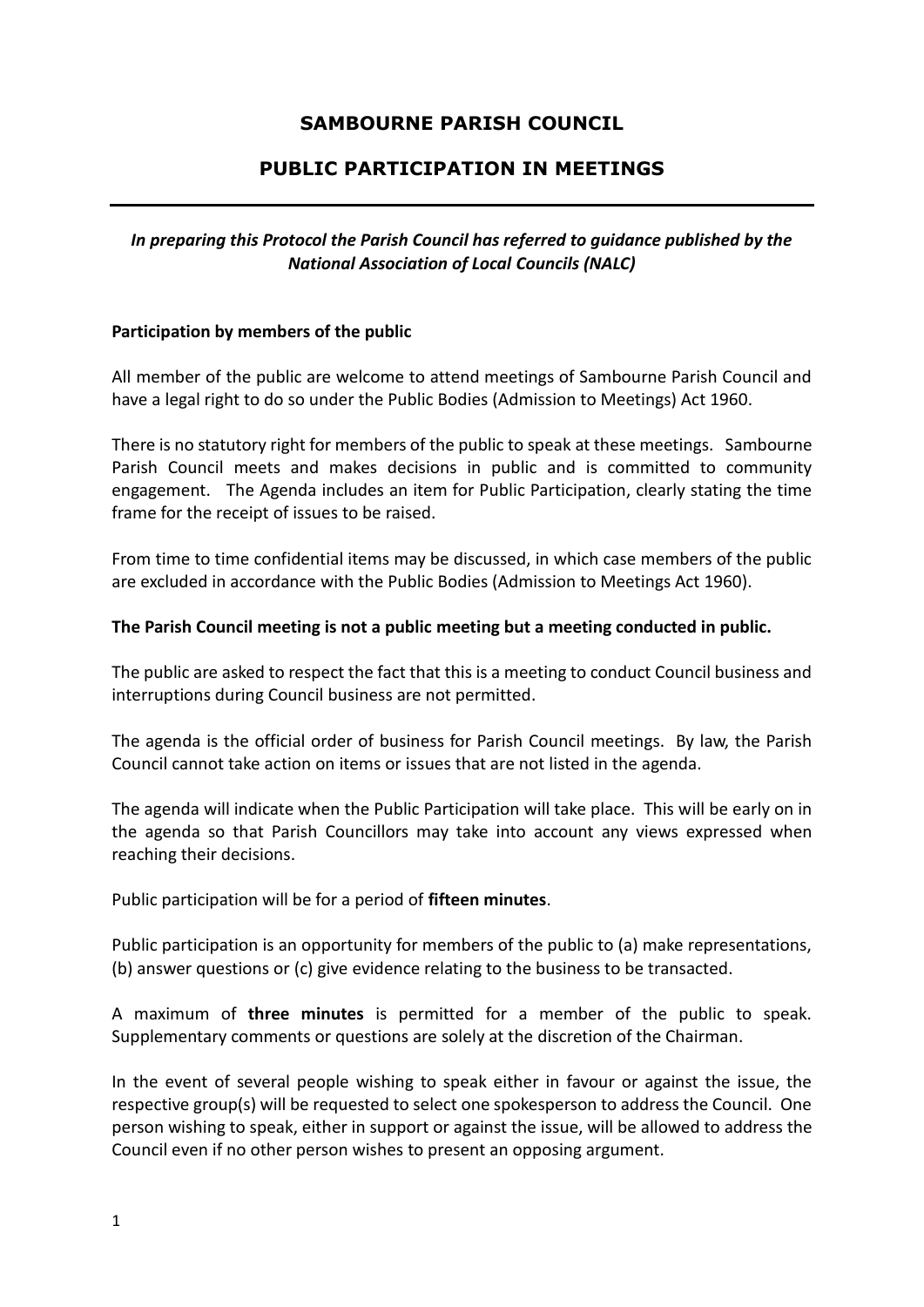# SAMBOURNE PARISH COUNCIL

## PUBLIC PARTICIPATION IN MEETINGS

***In preparing this Protocol the Parish Council has referred to guidance published by the National Association of Local Councils (NALC)***

**Participation by members of the public**

All member of the public are welcome to attend meetings of Sambourne Parish Council and have a legal right to do so under the Public Bodies (Admission to Meetings) Act 1960.

There is no statutory right for members of the public to speak at these meetings. Sambourne Parish Council meets and makes decisions in public and is committed to community engagement. The Agenda includes an item for Public Participation, clearly stating the time frame for the receipt of issues to be raised.

From time to time confidential items may be discussed, in which case members of the public are excluded in accordance with the Public Bodies (Admission to Meetings Act 1960).

**The Parish Council meeting is not a public meeting but a meeting conducted in public.**

The public are asked to respect the fact that this is a meeting to conduct Council business and interruptions during Council business are not permitted.

The agenda is the official order of business for Parish Council meetings. By law, the Parish Council cannot take action on items or issues that are not listed in the agenda.

The agenda will indicate when the Public Participation will take place. This will be early on in the agenda so that Parish Councillors may take into account any views expressed when reaching their decisions.

Public participation will be for a period of **fifteen minutes**.

Public participation is an opportunity for members of the public to (a) make representations, (b) answer questions or (c) give evidence relating to the business to be transacted.

A maximum of **three minutes** is permitted for a member of the public to speak. Supplementary comments or questions are solely at the discretion of the Chairman.

In the event of several people wishing to speak either in favour or against the issue, the respective group(s) will be requested to select one spokesperson to address the Council. One person wishing to speak, either in support or against the issue, will be allowed to address the Council even if no other person wishes to present an opposing argument.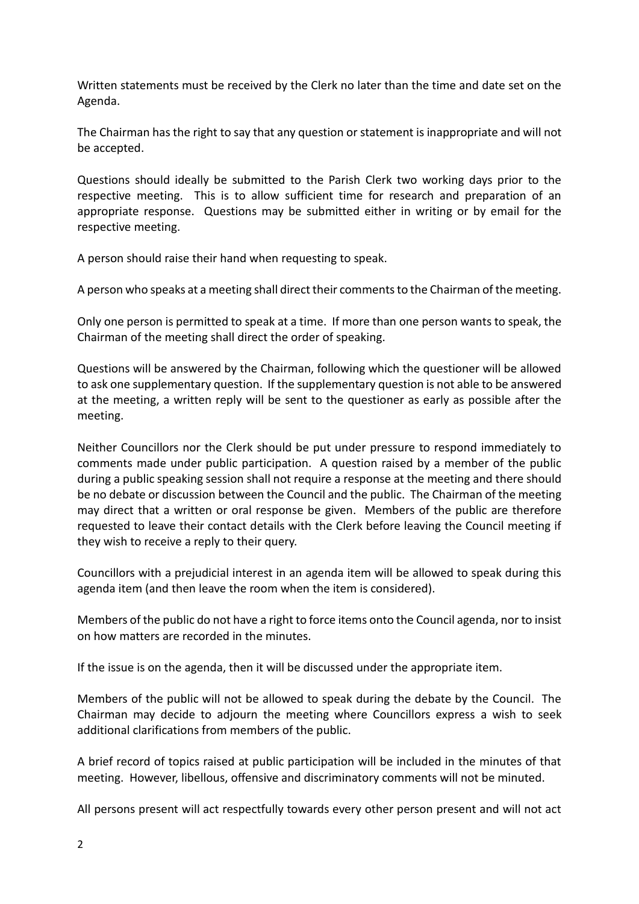Written statements must be received by the Clerk no later than the time and date set on the Agenda.

The Chairman has the right to say that any question or statement is inappropriate and will not be accepted.

Questions should ideally be submitted to the Parish Clerk two working days prior to the respective meeting. This is to allow sufficient time for research and preparation of an appropriate response. Questions may be submitted either in writing or by email for the respective meeting.

A person should raise their hand when requesting to speak.

A person who speaks at a meeting shall direct their comments to the Chairman of the meeting.

Only one person is permitted to speak at a time. If more than one person wants to speak, the Chairman of the meeting shall direct the order of speaking.

Questions will be answered by the Chairman, following which the questioner will be allowed to ask one supplementary question. If the supplementary question is not able to be answered at the meeting, a written reply will be sent to the questioner as early as possible after the meeting.

Neither Councillors nor the Clerk should be put under pressure to respond immediately to comments made under public participation. A question raised by a member of the public during a public speaking session shall not require a response at the meeting and there should be no debate or discussion between the Council and the public. The Chairman of the meeting may direct that a written or oral response be given. Members of the public are therefore requested to leave their contact details with the Clerk before leaving the Council meeting if they wish to receive a reply to their query.

Councillors with a prejudicial interest in an agenda item will be allowed to speak during this agenda item (and then leave the room when the item is considered).

Members of the public do not have a right to force items onto the Council agenda, nor to insist on how matters are recorded in the minutes.

If the issue is on the agenda, then it will be discussed under the appropriate item.

Members of the public will not be allowed to speak during the debate by the Council. The Chairman may decide to adjourn the meeting where Councillors express a wish to seek additional clarifications from members of the public.

A brief record of topics raised at public participation will be included in the minutes of that meeting. However, libellous, offensive and discriminatory comments will not be minuted.

All persons present will act respectfully towards every other person present and will not act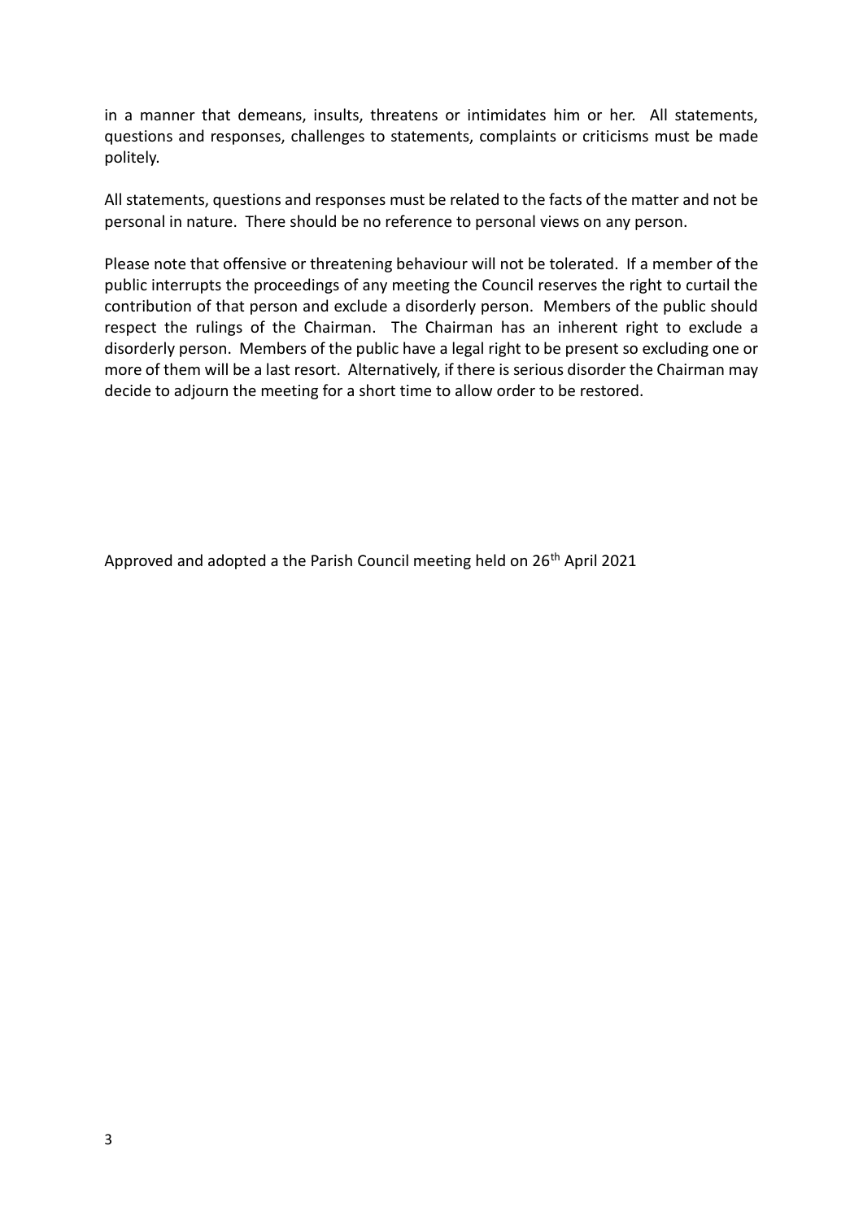in a manner that demeans, insults, threatens or intimidates him or her. All statements, questions and responses, challenges to statements, complaints or criticisms must be made politely.

All statements, questions and responses must be related to the facts of the matter and not be personal in nature. There should be no reference to personal views on any person.

Please note that offensive or threatening behaviour will not be tolerated. If a member of the public interrupts the proceedings of any meeting the Council reserves the right to curtail the contribution of that person and exclude a disorderly person. Members of the public should respect the rulings of the Chairman. The Chairman has an inherent right to exclude a disorderly person. Members of the public have a legal right to be present so excluding one or more of them will be a last resort. Alternatively, if there is serious disorder the Chairman may decide to adjourn the meeting for a short time to allow order to be restored.

Approved and adopted a the Parish Council meeting held on 26th April 2021